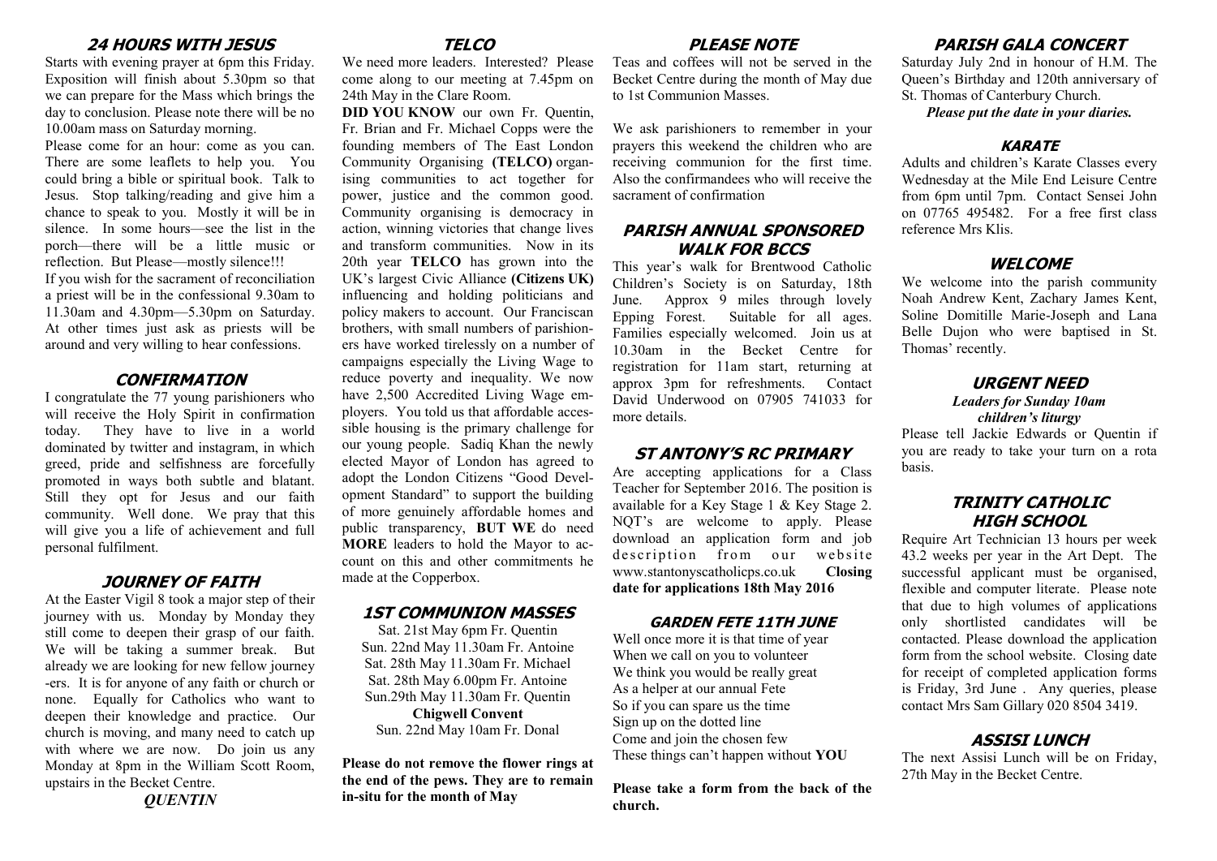## 24 HOURS WITH JESUS

Starts with evening prayer at 6pm this Friday. Exposition will finish about 5.30pm so that we can prepare for the Mass which brings the day to conclusion. Please note there will be no 10.00am mass on Saturday morning.

Please come for an hour: come as you can. There are some leaflets to help you. You could bring a bible or spiritual book. Talk to Jesus. Stop talking/reading and give him a chance to speak to you. Mostly it will be in silence. In some hours—see the list in the porch—there will be a little music or reflection. But Please—mostly silence!!!

If you wish for the sacrament of reconciliation a priest will be in the confessional 9.30am to 11.30am and 4.30pm—5.30pm on Saturday. At other times just ask as priests will be around and very willing to hear confessions.

## CONFIRMATION

I congratulate the 77 young parishioners who will receive the Holy Spirit in confirmation today. They have to live in a world dominated by twitter and instagram, in which greed, pride and selfishness are forcefully promoted in ways both subtle and blatant. Still they opt for Jesus and our faith community. Well done. We pray that this will give you a life of achievement and full personal fulfilment.

## JOURNEY OF FAITH

At the Easter Vigil 8 took a major step of their journey with us. Monday by Monday they still come to deepen their grasp of our faith. We will be taking a summer break. But already we are looking for new fellow journey-ers. It is for anyone of any faith or church or none. Equally for Catholics who want to deepen their knowledge and practice. Our church is moving, and many need to catch up with where we are now. Do join us any Monday at 8pm in the William Scott Room, upstairs in the Becket Centre.

*QUENTIN*

## TELCO

We need more leaders. Interested? Please come along to our meeting at 7.45pm on 24th May in the Clare Room.

**DID YOU KNOW** our own Fr. Quentin, Fr. Brian and Fr. Michael Copps were the founding members of The East London Community Organising **(TELCO)** organising communities to act together for power, justice and the common good. Community organising is democracy in action, winning victories that change lives and transform communities. Now in its 20th year **TELCO** has grown into the UK's largest Civic Alliance **(Citizens UK)** influencing and holding politicians and policy makers to account. Our Franciscan brothers, with small numbers of parishioners have worked tirelessly on a number of campaigns especially the Living Wage to reduce poverty and inequality. We now have 2,500 Accredited Living Wage employers. You told us that affordable accessible housing is the primary challenge for our young people. Sadiq Khan the newly elected Mayor of London has agreed to adopt the London Citizens "Good Development Standard" to support the building of more genuinely affordable homes and public transparency, **BUT WE** do need **MORE** leaders to hold the Mayor to account on this and other commitments he made at the Copperbox.

## 1ST COMMUNION MASSES

Sat. 21st May 6pm Fr. Quentin
Sun. 22nd May 11.30am Fr. Antoine
Sat. 28th May 11.30am Fr. Michael
Sat. 28th May 6.00pm Fr. Antoine
Sun.29th May 11.30am Fr. Quentin
**Chigwell Convent**
Sun. 22nd May 10am Fr. Donal

**Please do not remove the flower rings at the end of the pews. They are to remain in-situ for the month of May**

## PLEASE NOTE

Teas and coffees will not be served in the Becket Centre during the month of May due to 1st Communion Masses.

We ask parishioners to remember in your prayers this weekend the children who are receiving communion for the first time. Also the confirmandees who will receive the sacrament of confirmation

## PARISH ANNUAL SPONSORED WALK FOR BCCS

This year's walk for Brentwood Catholic Children's Society is on Saturday, 18th June. Approx 9 miles through lovely Epping Forest. Suitable for all ages. Families especially welcomed. Join us at 10.30am in the Becket Centre for registration for 11am start, returning at approx 3pm for refreshments. Contact David Underwood on 07905 741033 for more details.

## ST ANTONY'S RC PRIMARY

Are accepting applications for a Class Teacher for September 2016. The position is available for a Key Stage 1 & Key Stage 2. NQT's are welcome to apply. Please download an application form and job description from our website www.stantonyscatholicps.co.uk **Closing date for applications 18th May 2016**

## GARDEN FETE 11TH JUNE

Well once more it is that time of year
When we call on you to volunteer
We think you would be really great
As a helper at our annual Fete
So if you can spare us the time
Sign up on the dotted line
Come and join the chosen few
These things can't happen without **YOU**

**Please take a form from the back of the church.**

## PARISH GALA CONCERT

Saturday July 2nd in honour of H.M. The Queen's Birthday and 120th anniversary of St. Thomas of Canterbury Church.

***Please put the date in your diaries.***

## KARATE

Adults and children's Karate Classes every Wednesday at the Mile End Leisure Centre from 6pm until 7pm. Contact Sensei John on 07765 495482. For a free first class reference Mrs Klis.

## WELCOME

We welcome into the parish community Noah Andrew Kent, Zachary James Kent, Soline Domitille Marie-Joseph and Lana Belle Dujon who were baptised in St. Thomas' recently.

## URGENT NEED

***Leaders for Sunday 10am children's liturgy***

Please tell Jackie Edwards or Quentin if you are ready to take your turn on a rota basis.

## TRINITY CATHOLIC HIGH SCHOOL

Require Art Technician 13 hours per week 43.2 weeks per year in the Art Dept. The successful applicant must be organised, flexible and computer literate. Please note that due to high volumes of applications only shortlisted candidates will be contacted. Please download the application form from the school website. Closing date for receipt of completed application forms is Friday, 3rd June . Any queries, please contact Mrs Sam Gillary 020 8504 3419.

## ASSISI LUNCH

The next Assisi Lunch will be on Friday, 27th May in the Becket Centre.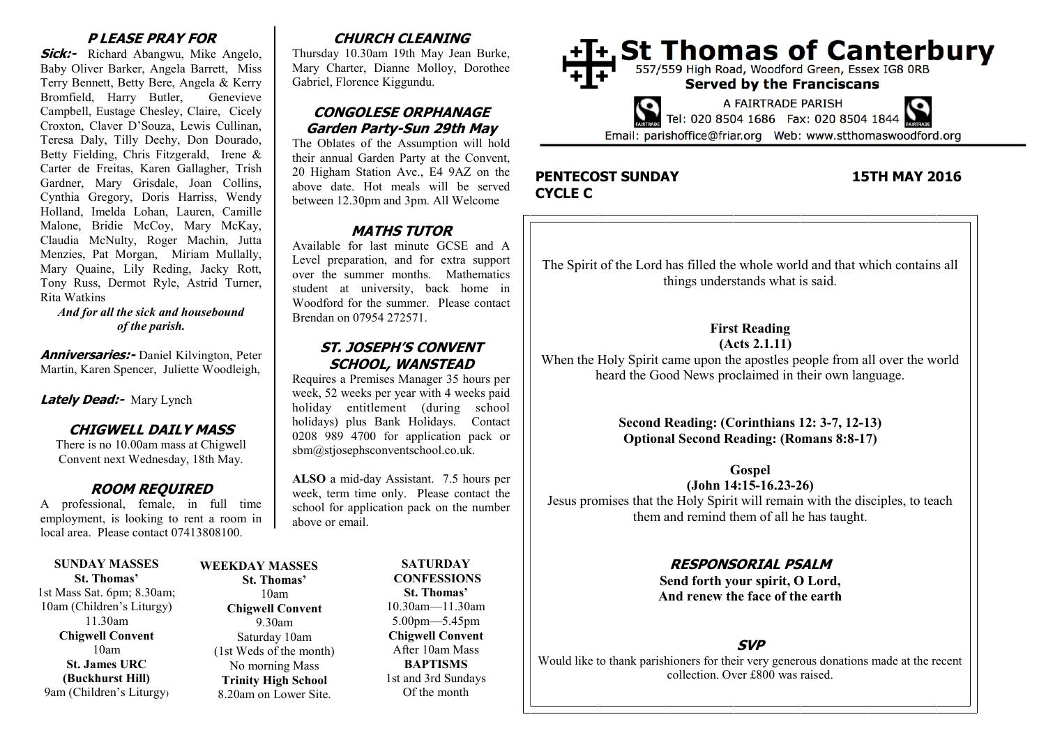## P LEASE PRAY FOR

***Sick:-*** Richard Abangwu, Mike Angelo, Baby Oliver Barker, Angela Barrett, Miss Terry Bennett, Betty Bere, Angela & Kerry Bromfield, Harry Butler, Genevieve Campbell, Eustage Chesley, Claire, Cicely Croxton, Claver D'Souza, Lewis Cullinan, Teresa Daly, Tilly Deehy, Don Dourado, Betty Fielding, Chris Fitzgerald, Irene & Carter de Freitas, Karen Gallagher, Trish Gardner, Mary Grisdale, Joan Collins, Cynthia Gregory, Doris Harriss, Wendy Holland, Imelda Lohan, Lauren, Camille Malone, Bridie McCoy, Mary McKay, Claudia McNulty, Roger Machin, Jutta Menzies, Pat Morgan, Miriam Mullally, Mary Quaine, Lily Reding, Jacky Rott, Tony Russ, Dermot Ryle, Astrid Turner, Rita Watkins

***And for all the sick and housebound of the parish.***

***Anniversaries:-*** Daniel Kilvington, Peter Martin, Karen Spencer, Juliette Woodleigh,

***Lately Dead:-*** Mary Lynch

## CHIGWELL DAILY MASS

There is no 10.00am mass at Chigwell Convent next Wednesday, 18th May.

## ROOM REQUIRED

A professional, female, in full time employment, is looking to rent a room in local area. Please contact 07413808100.

## CHURCH CLEANING

Thursday 10.30am 19th May Jean Burke, Mary Charter, Dianne Molloy, Dorothee Gabriel, Florence Kiggundu.

## CONGOLESE ORPHANAGE Garden Party-Sun 29th May

The Oblates of the Assumption will hold their annual Garden Party at the Convent, 20 Higham Station Ave., E4 9AZ on the above date. Hot meals will be served between 12.30pm and 3pm. All Welcome

## MATHS TUTOR

Available for last minute GCSE and A Level preparation, and for extra support over the summer months. Mathematics student at university, back home in Woodford for the summer. Please contact Brendan on 07954 272571.

## ST. JOSEPH'S CONVENT SCHOOL, WANSTEAD

Requires a Premises Manager 35 hours per week, 52 weeks per year with 4 weeks paid holiday entitlement (during school holidays) plus Bank Holidays. Contact 0208 989 4700 for application pack or sbm@stjosephsconventschool.co.uk.

**ALSO** a mid-day Assistant. 7.5 hours per week, term time only. Please contact the school for application pack on the number above or email.

**SUNDAY MASSES**
**St. Thomas'**
1st Mass Sat. 6pm; 8.30am;
10am (Children's Liturgy)
11.30am
**Chigwell Convent**
10am
**St. James URC (Buckhurst Hill)**
9am (Children's Liturgy)

**WEEKDAY MASSES**
**St. Thomas'**
10am
**Chigwell Convent**
9.30am
Saturday 10am
(1st Weds of the month)
No morning Mass
**Trinity High School**
8.20am on Lower Site.

**SATURDAY CONFESSIONS**
**St. Thomas'**
10.30am—11.30am
5.00pm—5.45pm
**Chigwell Convent**
After 10am Mass
**BAPTISMS**
1st and 3rd Sundays
Of the month

# St Thomas of Canterbury

557/559 High Road, Woodford Green, Essex IG8 0RB

**Served by the Franciscans**

A FAIRTRADE PARISH

Tel: 020 8504 1686 Fax: 020 8504 1844

Email: parishoffice@friar.org Web: www.stthomaswoodford.org

**PENTECOST SUNDAY** **15TH MAY 2016**
**CYCLE C**

The Spirit of the Lord has filled the whole world and that which contains all things understands what is said.

**First Reading**
**(Acts 2.1.11)**
When the Holy Spirit came upon the apostles people from all over the world heard the Good News proclaimed in their own language.

**Second Reading: (Corinthians 12: 3-7, 12-13)**
**Optional Second Reading: (Romans 8:8-17)**

**Gospel**
**(John 14:15-16.23-26)**
Jesus promises that the Holy Spirit will remain with the disciples, to teach them and remind them of all he has taught.

## RESPONSORIAL PSALM

**Send forth your spirit, O Lord,**
**And renew the face of the earth**

## SVP

Would like to thank parishioners for their very generous donations made at the recent collection. Over £800 was raised.